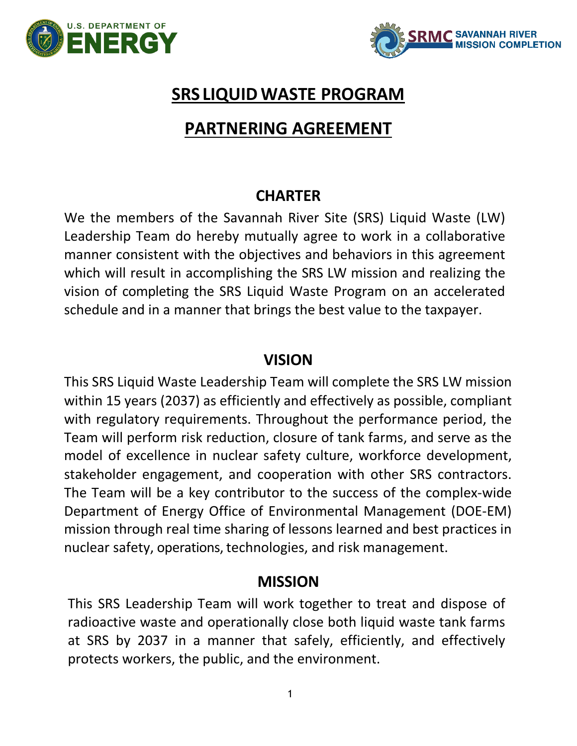# SRS LIQUID WASTE PROGRAM

# PARTNERING AGREEMENT

## CHARTER

We the members of the Savannah River Site (SRS) Liquid Waste (LW) Leadership Team do hereby mutually agree to work in a collaborative manner consistent with the objectives and behaviors in this agreement which will result in accomplishing the SRS LW mission and realizing the vision of completing the SRS Liquid Waste Program on an accelerated schedule and in a manner that brings the best value to the taxpayer.

## VISION

This SRS Liquid Waste Leadership Team will complete the SRS LW mission within 15 years (2037) as efficiently and effectively as possible, compliant with regulatory requirements. Throughout the performance period, the Team will perform risk reduction, closure of tank farms, and serve as the model of excellence in nuclear safety culture, workforce development, stakeholder engagement, and cooperation with other SRS contractors. The Team will be a key contributor to the success of the complex-wide Department of Energy Office of Environmental Management (DOE-EM) mission through real time sharing of lessons learned and best practices in nuclear safety, operations, technologies, and risk management.

## MISSION

This SRS Leadership Team will work together to treat and dispose of radioactive waste and operationally close both liquid waste tank farms at SRS by 2037 in a manner that safely, efficiently, and effectively protects workers, the public, and the environment.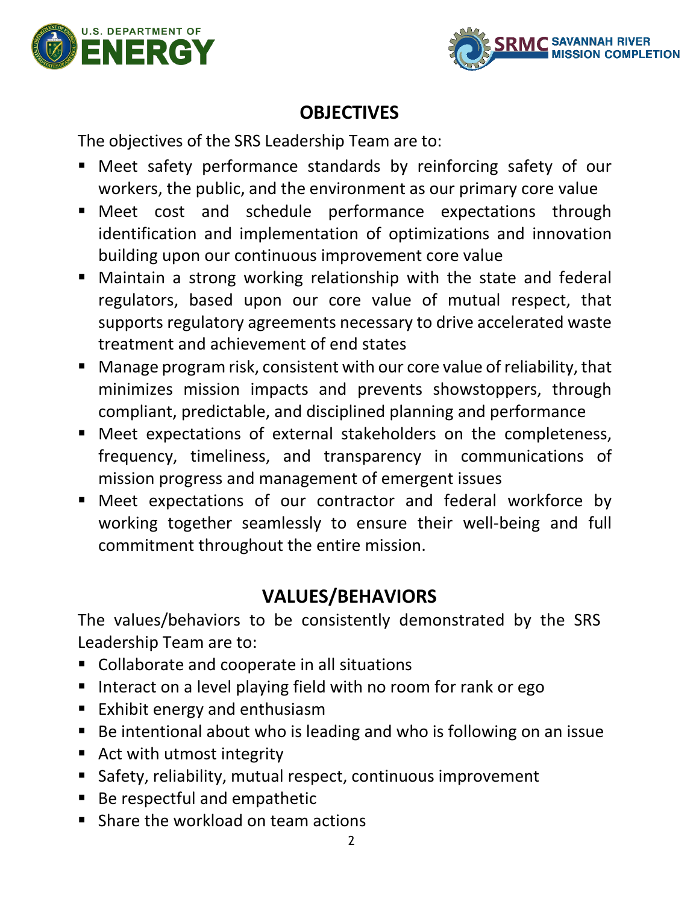## OBJECTIVES

The objectives of the SRS Leadership Team are to:

- Meet safety performance standards by reinforcing safety of our workers, the public, and the environment as our primary core value
- Meet cost and schedule performance expectations through identification and implementation of optimizations and innovation building upon our continuous improvement core value
- Maintain a strong working relationship with the state and federal regulators, based upon our core value of mutual respect, that supports regulatory agreements necessary to drive accelerated waste treatment and achievement of end states
- Manage program risk, consistent with our core value of reliability, that minimizes mission impacts and prevents showstoppers, through compliant, predictable, and disciplined planning and performance
- Meet expectations of external stakeholders on the completeness, frequency, timeliness, and transparency in communications of mission progress and management of emergent issues
- Meet expectations of our contractor and federal workforce by working together seamlessly to ensure their well-being and full commitment throughout the entire mission.

## VALUES/BEHAVIORS

The values/behaviors to be consistently demonstrated by the SRS Leadership Team are to:

- Collaborate and cooperate in all situations
- Interact on a level playing field with no room for rank or ego
- Exhibit energy and enthusiasm
- Be intentional about who is leading and who is following on an issue
- Act with utmost integrity
- Safety, reliability, mutual respect, continuous improvement
- Be respectful and empathetic
- Share the workload on team actions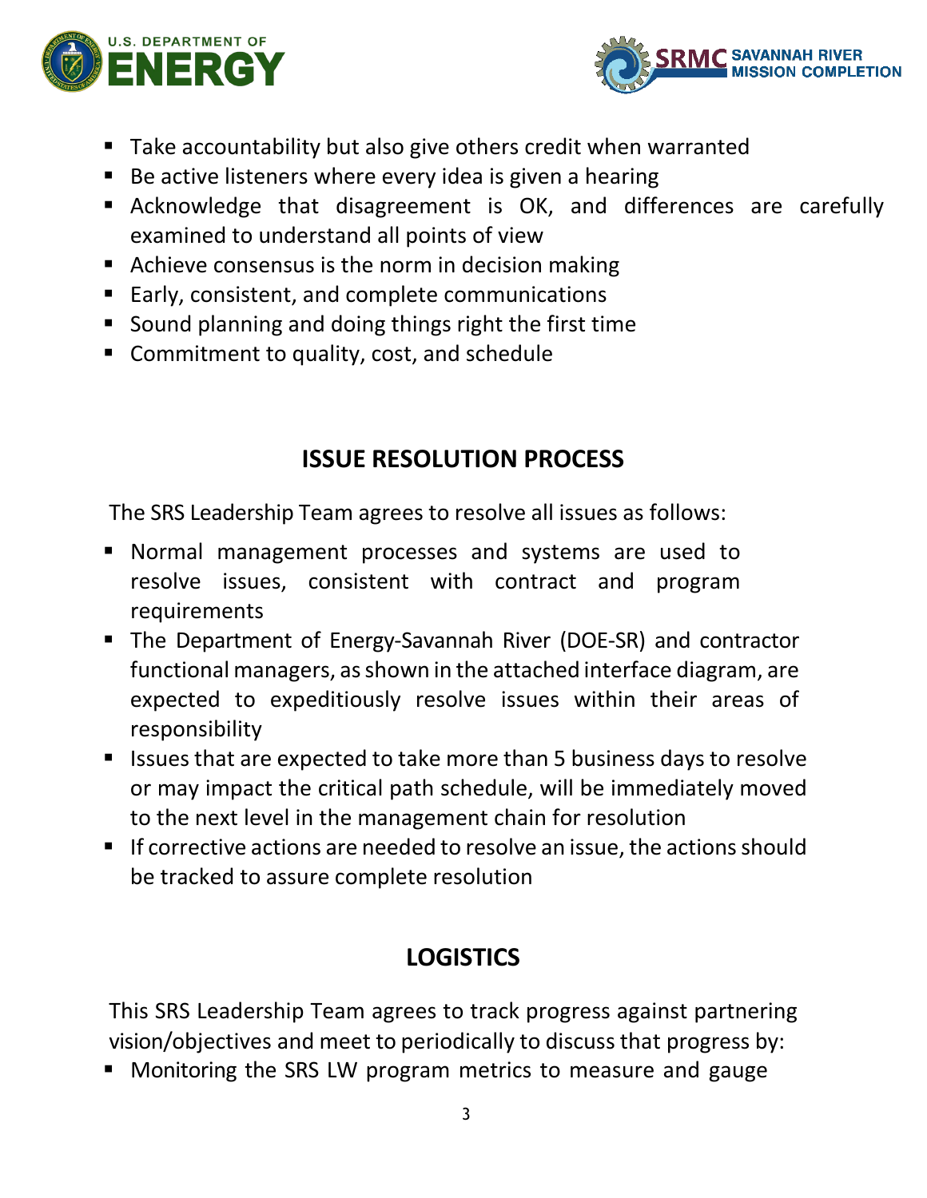- Take accountability but also give others credit when warranted
- Be active listeners where every idea is given a hearing
- Acknowledge that disagreement is OK, and differences are carefully examined to understand all points of view
- Achieve consensus is the norm in decision making
- Early, consistent, and complete communications
- Sound planning and doing things right the first time
- Commitment to quality, cost, and schedule

## ISSUE RESOLUTION PROCESS

The SRS Leadership Team agrees to resolve all issues as follows:

- Normal management processes and systems are used to resolve issues, consistent with contract and program requirements
- The Department of Energy-Savannah River (DOE-SR) and contractor functional managers, as shown in the attached interface diagram, are expected to expeditiously resolve issues within their areas of responsibility
- Issues that are expected to take more than 5 business days to resolve or may impact the critical path schedule, will be immediately moved to the next level in the management chain for resolution
- If corrective actions are needed to resolve an issue, the actions should be tracked to assure complete resolution

## LOGISTICS

This SRS Leadership Team agrees to track progress against partnering vision/objectives and meet to periodically to discuss that progress by:

- Monitoring the SRS LW program metrics to measure and gauge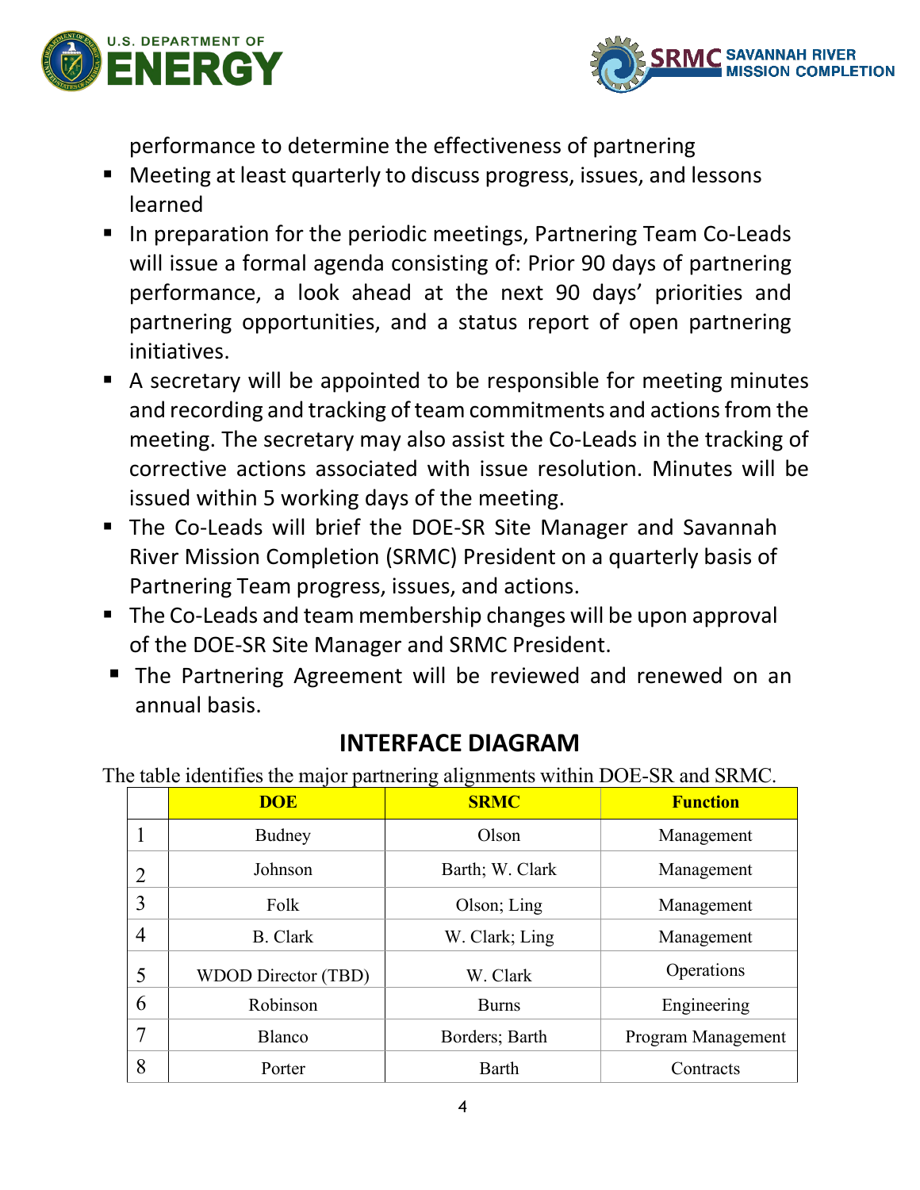performance to determine the effectiveness of partnering

- Meeting at least quarterly to discuss progress, issues, and lessons learned
- In preparation for the periodic meetings, Partnering Team Co-Leads will issue a formal agenda consisting of: Prior 90 days of partnering performance, a look ahead at the next 90 days' priorities and partnering opportunities, and a status report of open partnering initiatives.
- A secretary will be appointed to be responsible for meeting minutes and recording and tracking of team commitments and actions from the meeting. The secretary may also assist the Co-Leads in the tracking of corrective actions associated with issue resolution. Minutes will be issued within 5 working days of the meeting.
- The Co-Leads will brief the DOE-SR Site Manager and Savannah River Mission Completion (SRMC) President on a quarterly basis of Partnering Team progress, issues, and actions.
- The Co-Leads and team membership changes will be upon approval of the DOE-SR Site Manager and SRMC President.
- The Partnering Agreement will be reviewed and renewed on an annual basis.

## INTERFACE DIAGRAM

The table identifies the major partnering alignments within DOE-SR and SRMC.

| | DOE | SRMC | Function |
|---|---|---|---|
| 1 | Budney | Olson | Management |
| 2 | Johnson | Barth; W. Clark | Management |
| 3 | Folk | Olson; Ling | Management |
| 4 | B. Clark | W. Clark; Ling | Management |
| 5 | WDOD Director (TBD) | W. Clark | Operations |
| 6 | Robinson | Burns | Engineering |
| 7 | Blanco | Borders; Barth | Program Management |
| 8 | Porter | Barth | Contracts |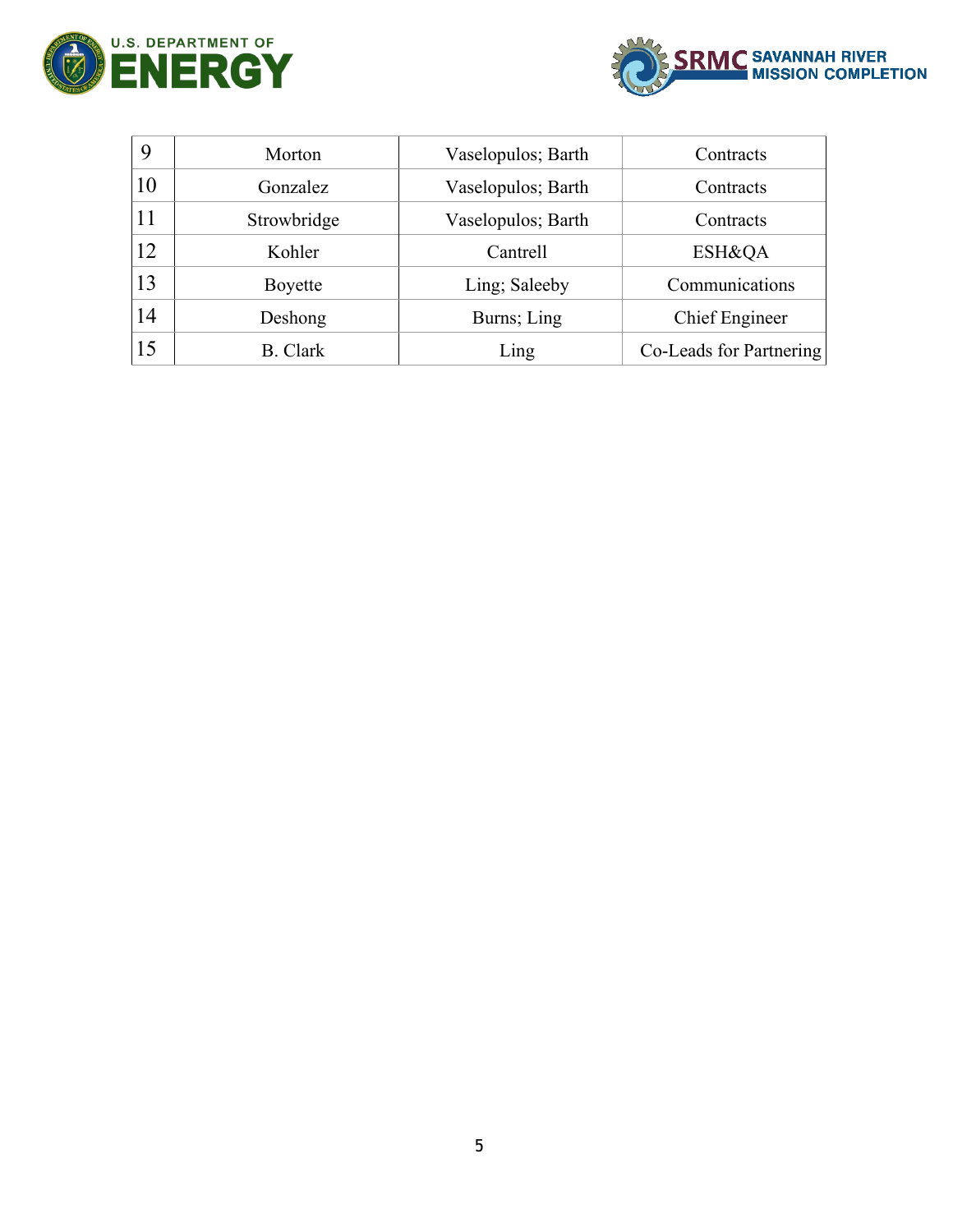| | | | |
|---|---|---|---|
| 9 | Morton | Vaselopulos; Barth | Contracts |
| 10 | Gonzalez | Vaselopulos; Barth | Contracts |
| 11 | Strowbridge | Vaselopulos; Barth | Contracts |
| 12 | Kohler | Cantrell | ESH&QA |
| 13 | Boyette | Ling; Saleeby | Communications |
| 14 | Deshong | Burns; Ling | Chief Engineer |
| 15 | B. Clark | Ling | Co-Leads for Partnering |